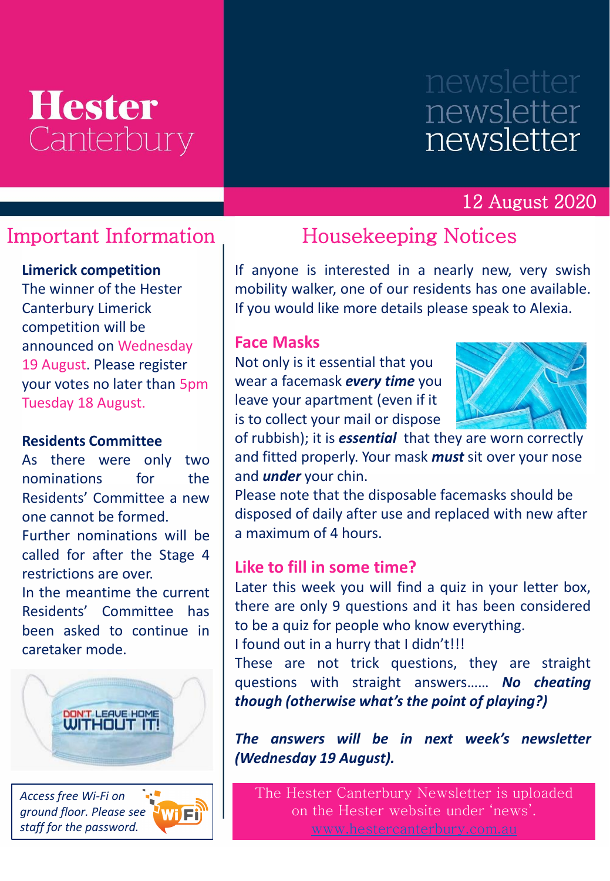# Hester Canterbury

# newsletter

12 August 2020

## Important Information

**Limerick competition**
The winner of the Hester Canterbury Limerick competition will be announced on Wednesday 19 August. Please register your votes no later than 5pm Tuesday 18 August.

**Residents Committee**
As there were only two nominations for the Residents' Committee a new one cannot be formed.
Further nominations will be called for after the Stage 4 restrictions are over.
In the meantime the current Residents' Committee has been asked to continue in caretaker mode.

*Access free Wi-Fi on ground floor. Please see staff for the password.*

## Housekeeping Notices

If anyone is interested in a nearly new, very swish mobility walker, one of our residents has one available. If you would like more details please speak to Alexia.

### Face Masks

Not only is it essential that you wear a facemask ***every time*** you leave your apartment (even if it is to collect your mail or dispose of rubbish); it is ***essential*** that they are worn correctly and fitted properly. Your mask ***must*** sit over your nose and ***under*** your chin.
Please note that the disposable facemasks should be disposed of daily after use and replaced with new after a maximum of 4 hours.

### Like to fill in some time?

Later this week you will find a quiz in your letter box, there are only 9 questions and it has been considered to be a quiz for people who know everything.
I found out in a hurry that I didn't!!!
These are not trick questions, they are straight questions with straight answers…… ***No cheating though (otherwise what's the point of playing?)***

***The answers will be in next week's newsletter (Wednesday 19 August).***

The Hester Canterbury Newsletter is uploaded on the Hester website under 'news'.
www.hestercanterbury.com.au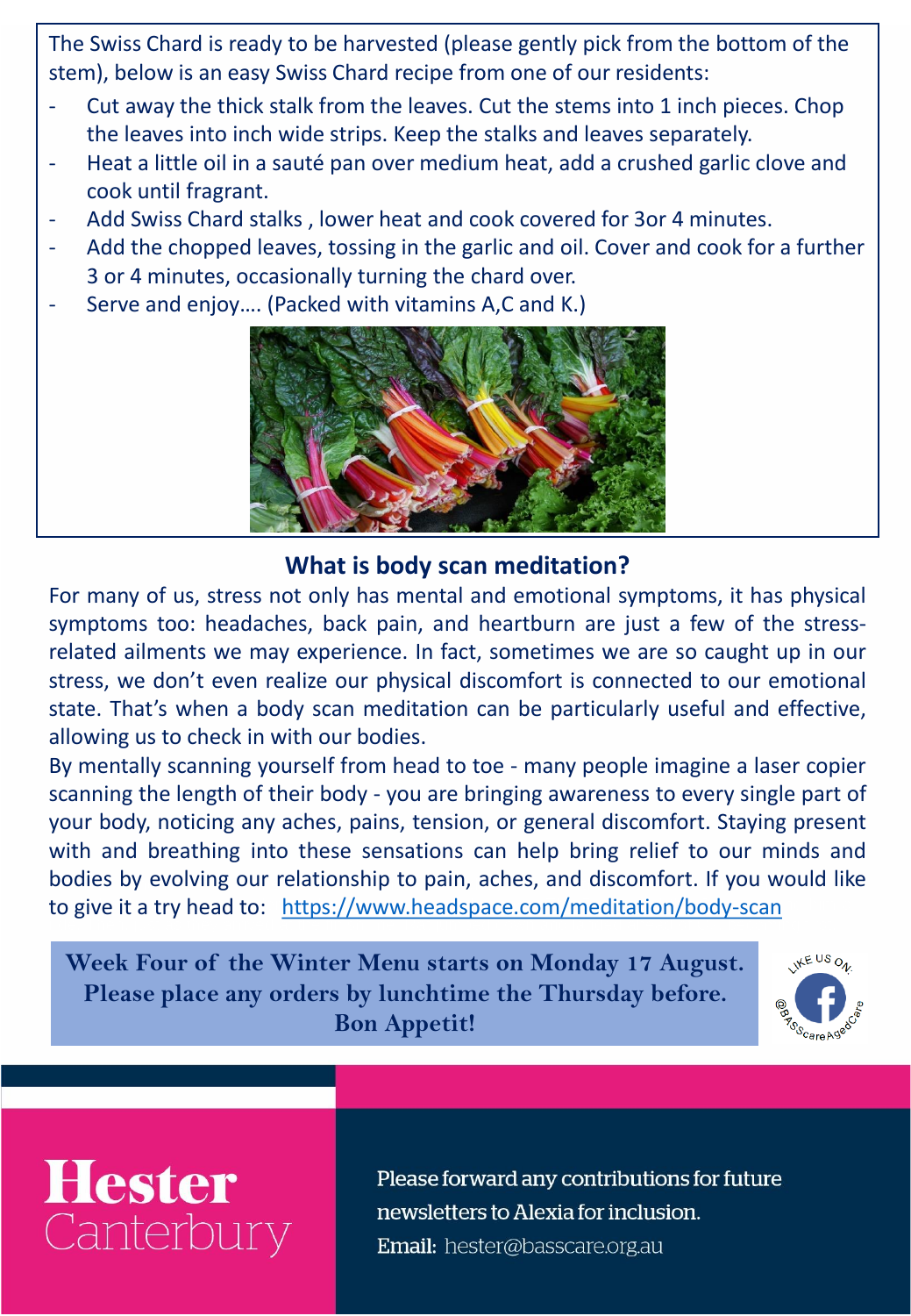The Swiss Chard is ready to be harvested (please gently pick from the bottom of the stem), below is an easy Swiss Chard recipe from one of our residents:

- Cut away the thick stalk from the leaves. Cut the stems into 1 inch pieces. Chop the leaves into inch wide strips. Keep the stalks and leaves separately.
- Heat a little oil in a sauté pan over medium heat, add a crushed garlic clove and cook until fragrant.
- Add Swiss Chard stalks , lower heat and cook covered for 3or 4 minutes.
- Add the chopped leaves, tossing in the garlic and oil. Cover and cook for a further 3 or 4 minutes, occasionally turning the chard over.
- Serve and enjoy…. (Packed with vitamins A,C and K.)

## What is body scan meditation?

For many of us, stress not only has mental and emotional symptoms, it has physical symptoms too: headaches, back pain, and heartburn are just a few of the stress-related ailments we may experience. In fact, sometimes we are so caught up in our stress, we don't even realize our physical discomfort is connected to our emotional state. That's when a body scan meditation can be particularly useful and effective, allowing us to check in with our bodies.

By mentally scanning yourself from head to toe - many people imagine a laser copier scanning the length of their body - you are bringing awareness to every single part of your body, noticing any aches, pains, tension, or general discomfort. Staying present with and breathing into these sensations can help bring relief to our minds and bodies by evolving our relationship to pain, aches, and discomfort. If you would like to give it a try head to: https://www.headspace.com/meditation/body-scan

**Week Four of the Winter Menu starts on Monday 17 August. Please place any orders by lunchtime the Thursday before. Bon Appetit!**

LIKE US ON: @BASScareAgedCare

**Hester** Canterbury

Please forward any contributions for future newsletters to Alexia for inclusion.

**Email:** hester@basscare.org.au